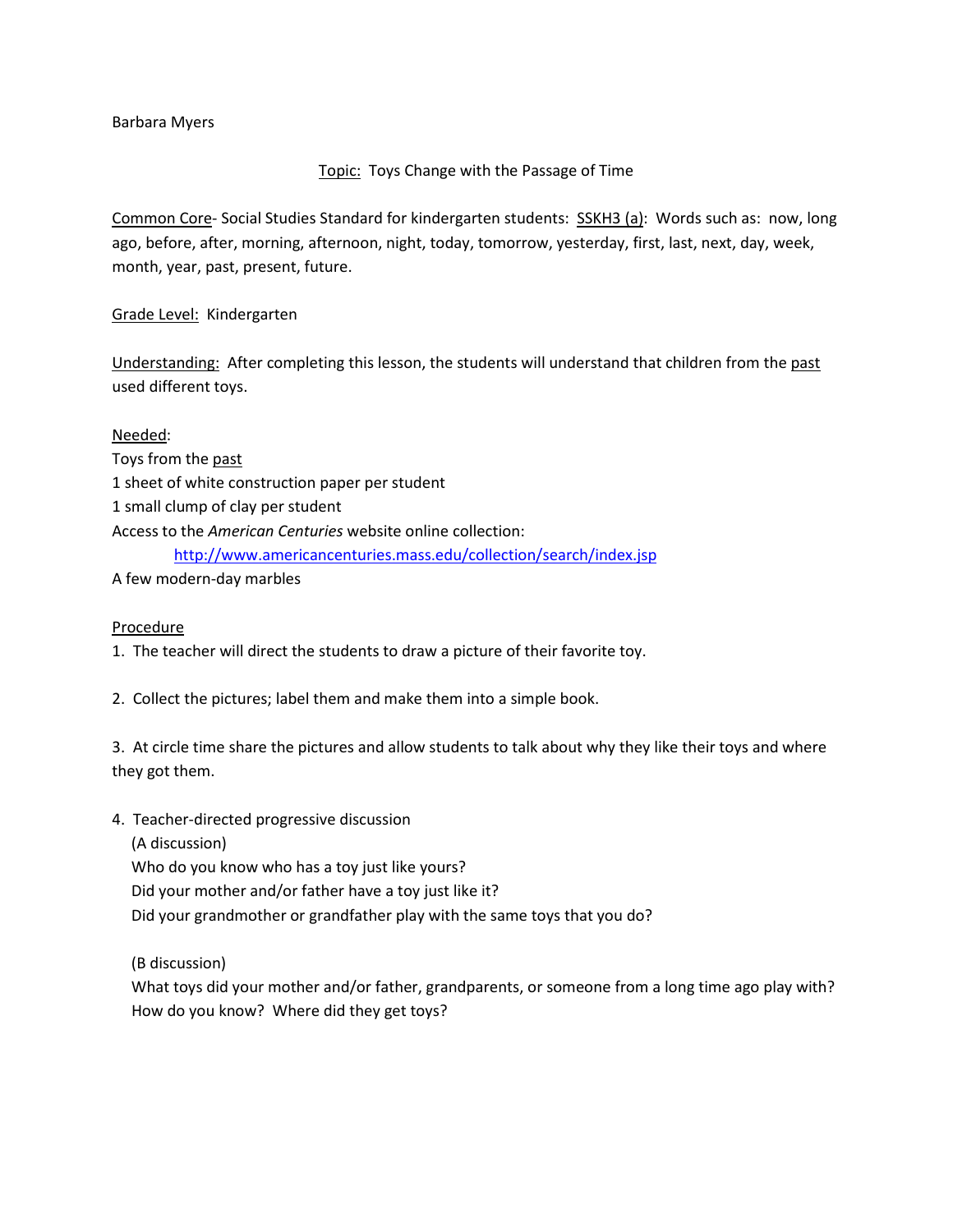Barbara Myers

Topic: Toys Change with the Passage of Time

Common Core- Social Studies Standard for kindergarten students: SSKH3 (a): Words such as: now, long ago, before, after, morning, afternoon, night, today, tomorrow, yesterday, first, last, next, day, week, month, year, past, present, future.

Grade Level: Kindergarten

Understanding: After completing this lesson, the students will understand that children from the past used different toys.

Needed:
Toys from the past
1 sheet of white construction paper per student
1 small clump of clay per student
Access to the *American Centuries* website online collection:

http://www.americancenturies.mass.edu/collection/search/index.jsp

A few modern-day marbles

Procedure

1. The teacher will direct the students to draw a picture of their favorite toy.

2. Collect the pictures; label them and make them into a simple book.

3. At circle time share the pictures and allow students to talk about why they like their toys and where they got them.

4. Teacher-directed progressive discussion

   (A discussion)
   Who do you know who has a toy just like yours?
   Did your mother and/or father have a toy just like it?
   Did your grandmother or grandfather play with the same toys that you do?

   (B discussion)
   What toys did your mother and/or father, grandparents, or someone from a long time ago play with? How do you know? Where did they get toys?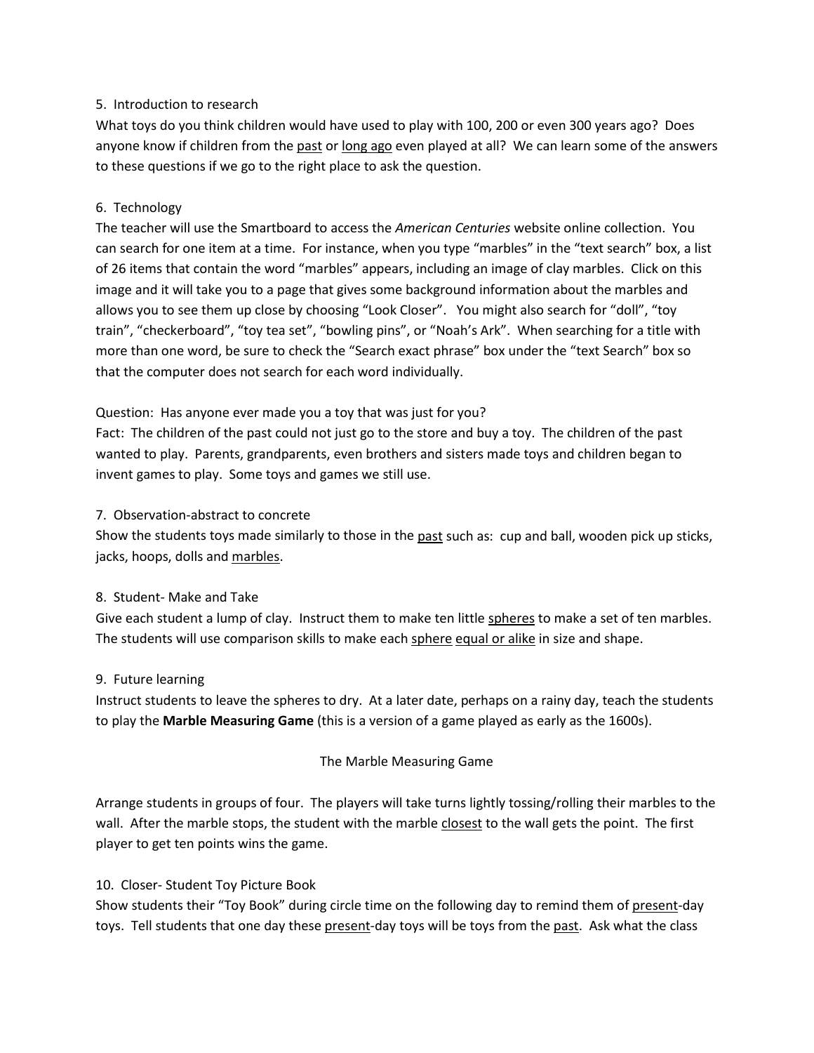5. Introduction to research

What toys do you think children would have used to play with 100, 200 or even 300 years ago? Does anyone know if children from the <u>past</u> or <u>long ago</u> even played at all? We can learn some of the answers to these questions if we go to the right place to ask the question.

6. Technology

The teacher will use the Smartboard to access the *American Centuries* website online collection. You can search for one item at a time. For instance, when you type "marbles" in the "text search" box, a list of 26 items that contain the word "marbles" appears, including an image of clay marbles. Click on this image and it will take you to a page that gives some background information about the marbles and allows you to see them up close by choosing "Look Closer". You might also search for "doll", "toy train", "checkerboard", "toy tea set", "bowling pins", or "Noah's Ark". When searching for a title with more than one word, be sure to check the "Search exact phrase" box under the "text Search" box so that the computer does not search for each word individually.

Question: Has anyone ever made you a toy that was just for you?

Fact: The children of the past could not just go to the store and buy a toy. The children of the past wanted to play. Parents, grandparents, even brothers and sisters made toys and children began to invent games to play. Some toys and games we still use.

7. Observation-abstract to concrete

Show the students toys made similarly to those in the <u>past</u> such as: cup and ball, wooden pick up sticks, jacks, hoops, dolls and <u>marbles</u>.

8. Student- Make and Take

Give each student a lump of clay. Instruct them to make ten little <u>spheres</u> to make a set of ten marbles. The students will use comparison skills to make each <u>sphere</u> <u>equal or alike</u> in size and shape.

9. Future learning

Instruct students to leave the spheres to dry. At a later date, perhaps on a rainy day, teach the students to play the **Marble Measuring Game** (this is a version of a game played as early as the 1600s).

The Marble Measuring Game

Arrange students in groups of four. The players will take turns lightly tossing/rolling their marbles to the wall. After the marble stops, the student with the marble <u>closest</u> to the wall gets the point. The first player to get ten points wins the game.

10. Closer- Student Toy Picture Book

Show students their "Toy Book" during circle time on the following day to remind them of <u>present</u>-day toys. Tell students that one day these <u>present</u>-day toys will be toys from the <u>past</u>. Ask what the class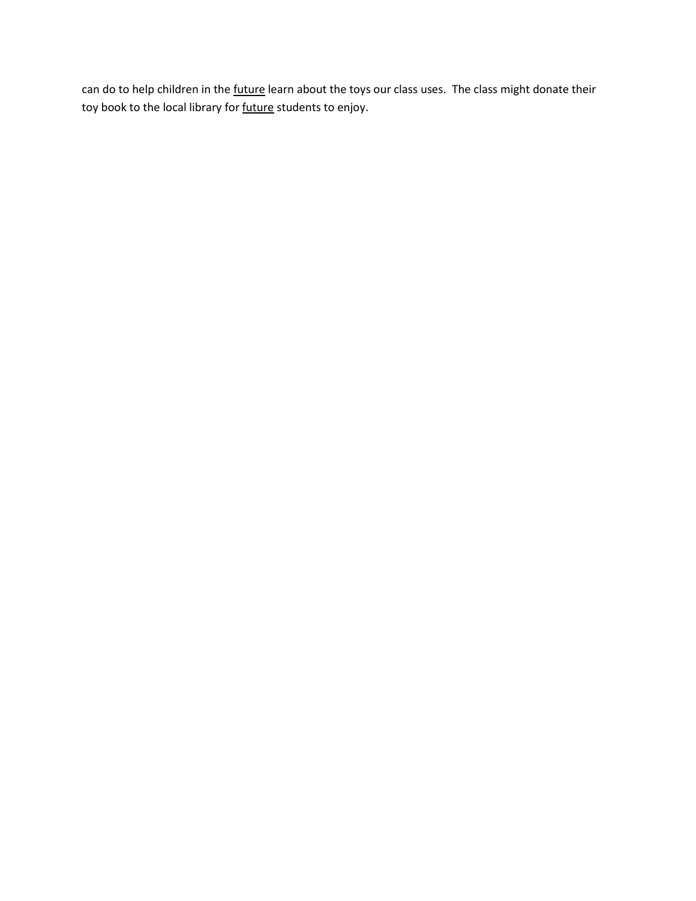can do to help children in the <u>future</u> learn about the toys our class uses. The class might donate their toy book to the local library for <u>future</u> students to enjoy.